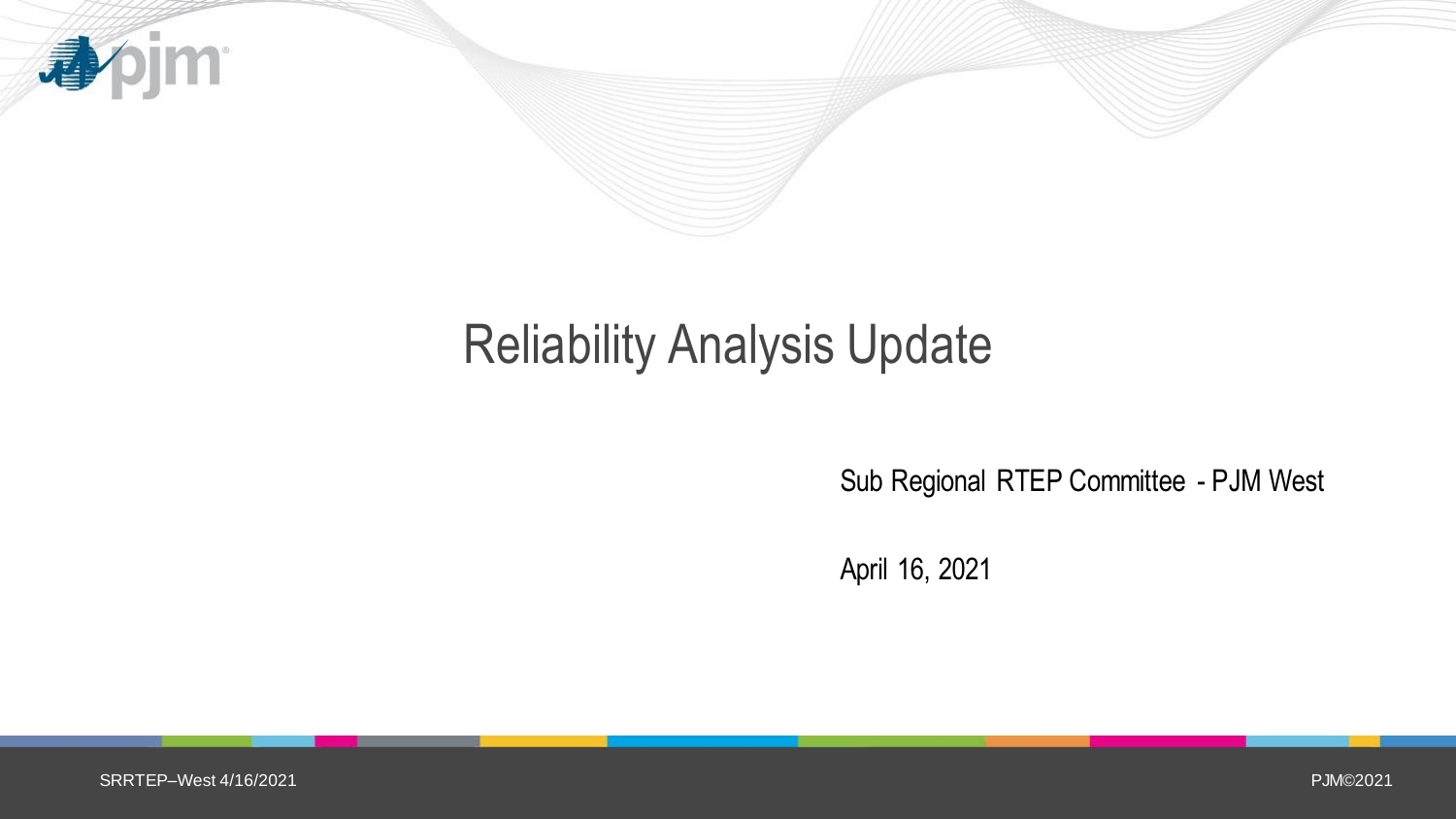# Reliability Analysis Update

Sub Regional RTEP Committee - PJM West

April 16, 2021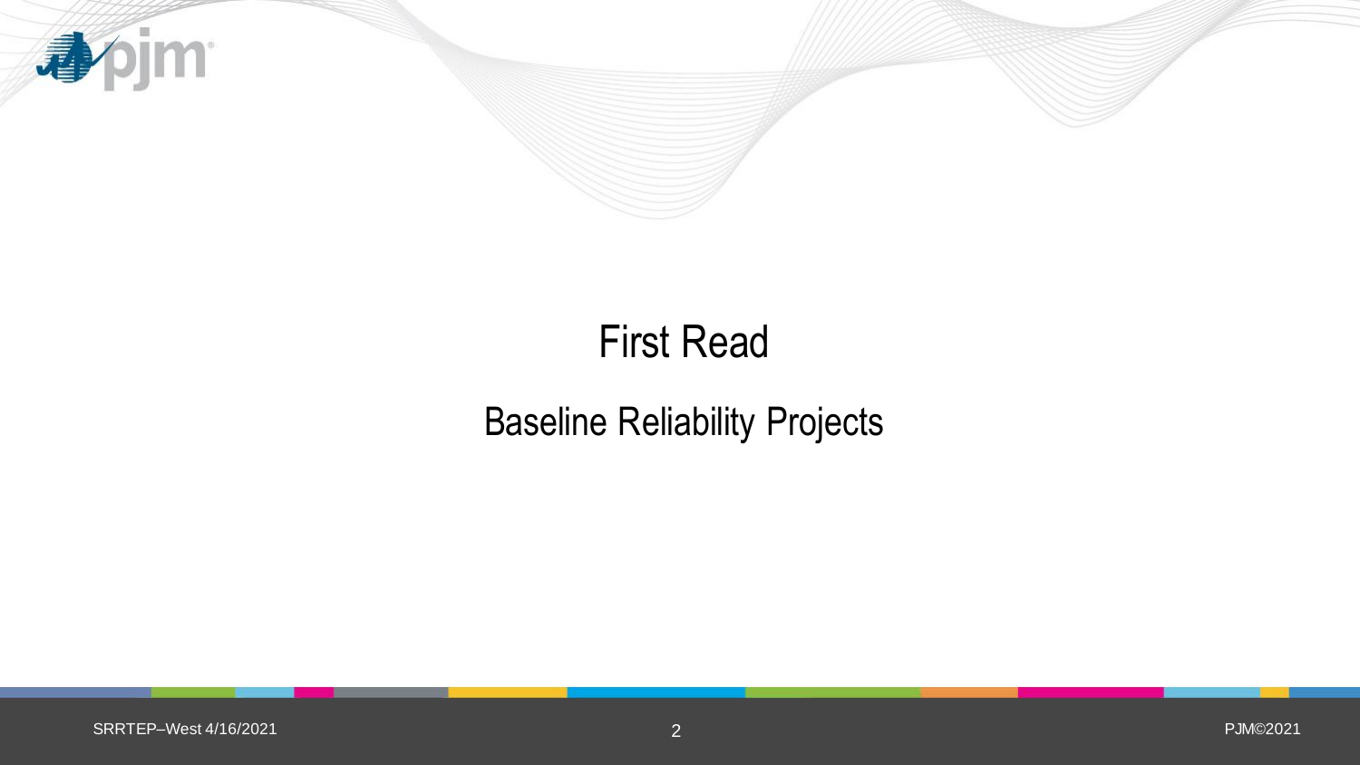# First Read

## Baseline Reliability Projects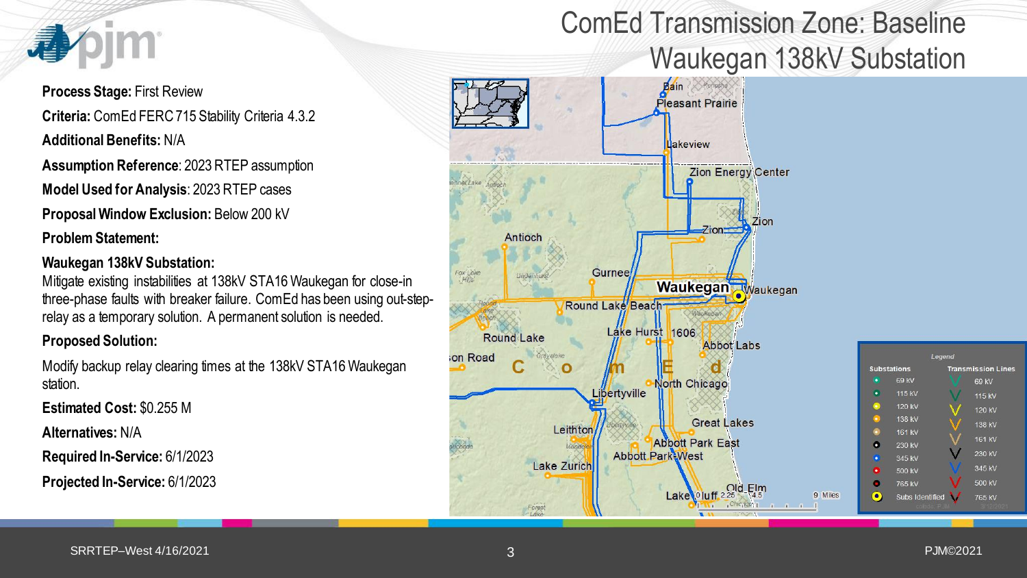# ComEd Transmission Zone: Baseline Waukegan 138kV Substation

**Process Stage:** First Review

**Criteria:** ComEd FERC 715 Stability Criteria 4.3.2

**Additional Benefits:** N/A

**Assumption Reference**: 2023 RTEP assumption

**Model Used for Analysis**: 2023 RTEP cases

**Proposal Window Exclusion:** Below 200 kV

**Problem Statement:**

**Waukegan 138kV Substation:**

Mitigate existing instabilities at 138kV STA16 Waukegan for close-in three-phase faults with breaker failure. ComEd has been using out-step-relay as a temporary solution. A permanent solution is needed.

**Proposed Solution:**

Modify backup relay clearing times at the 138kV STA16 Waukegan station.

**Estimated Cost:** $0.255 M

**Alternatives:** N/A

**Required In-Service:** 6/1/2023

**Projected In-Service:** 6/1/2023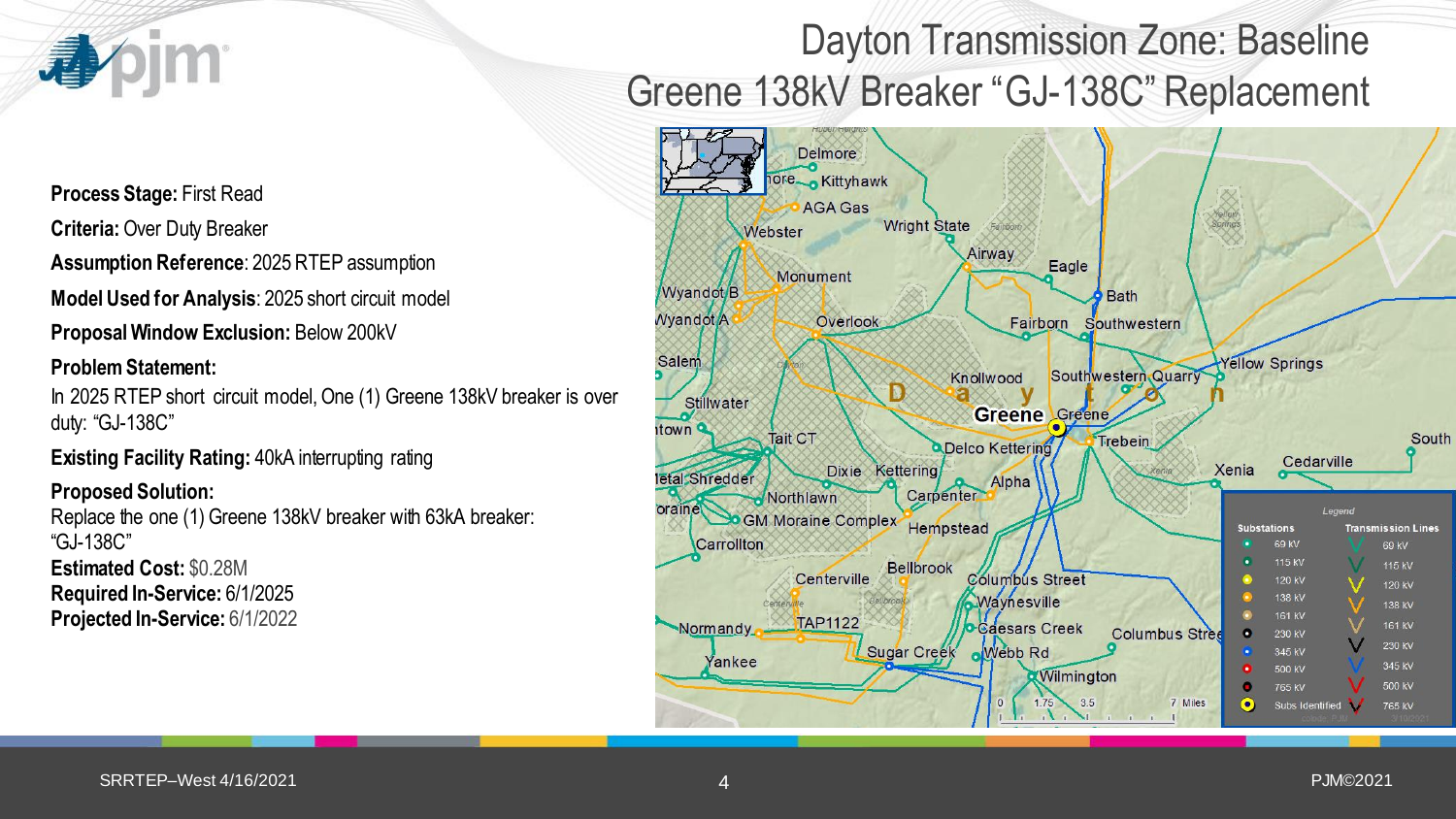# Dayton Transmission Zone: Baseline Greene 138kV Breaker "GJ-138C" Replacement

**Process Stage:** First Read

**Criteria:** Over Duty Breaker

**Assumption Reference**: 2025 RTEP assumption

**Model Used for Analysis**: 2025 short circuit model

**Proposal Window Exclusion:** Below 200kV

**Problem Statement:**

In 2025 RTEP short circuit model, One (1) Greene 138kV breaker is over duty: "GJ-138C"

**Existing Facility Rating:** 40kA interrupting rating

**Proposed Solution:**

Replace the one (1) Greene 138kV breaker with 63kA breaker: "GJ-138C"

**Estimated Cost:** $0.28M

**Required In-Service:** 6/1/2025

**Projected In-Service:** 6/1/2022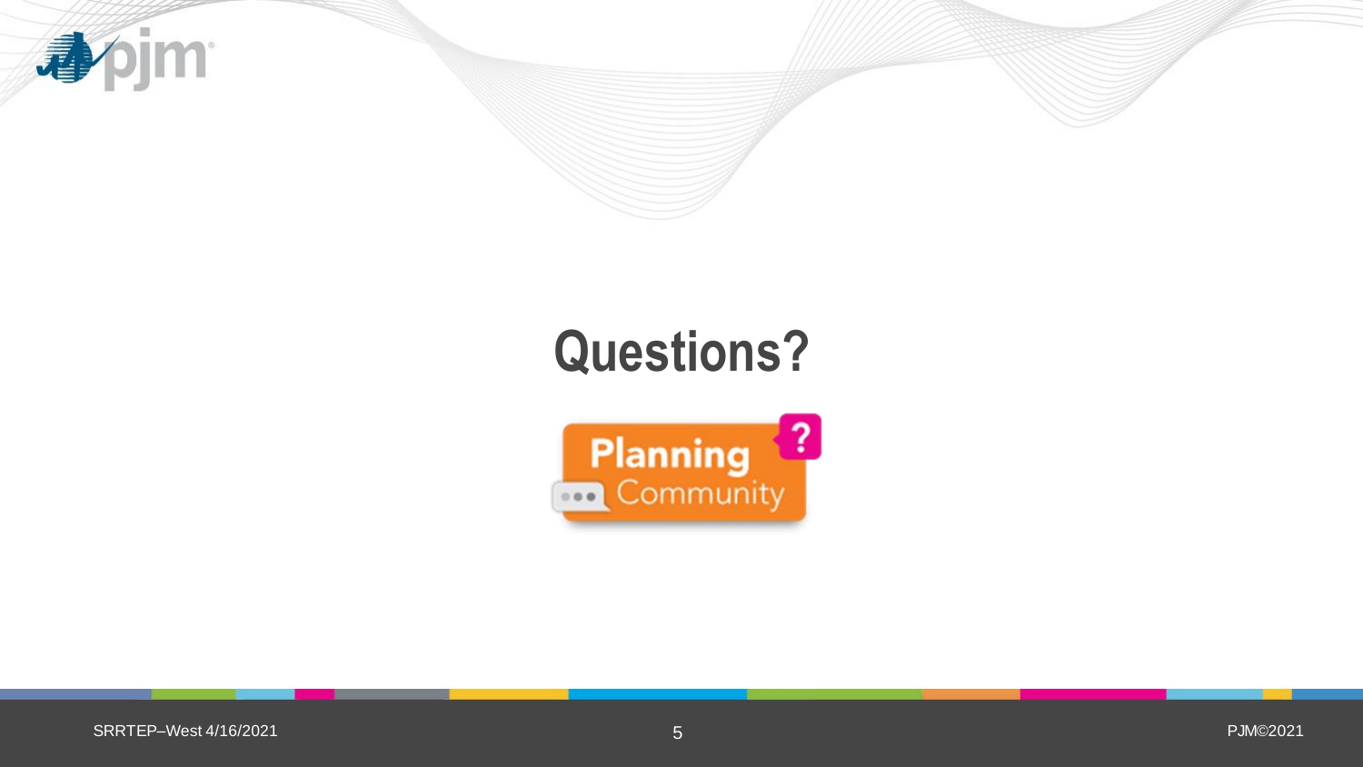# Questions?

Planning Community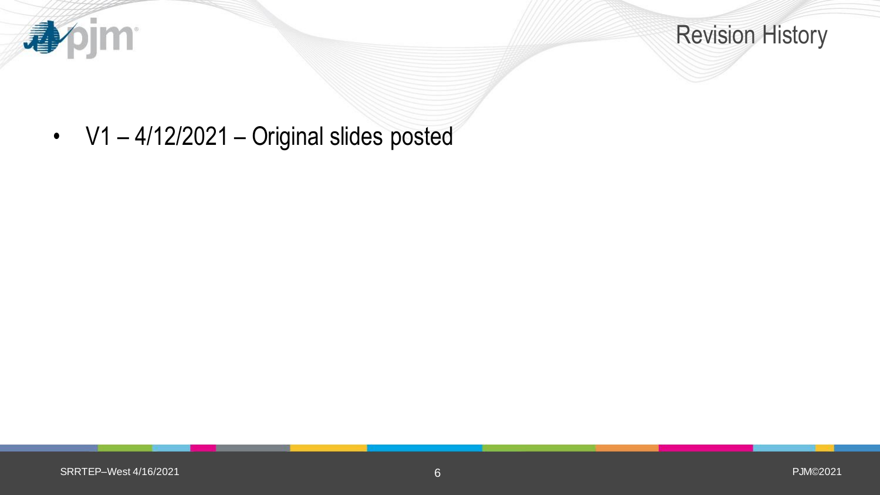# Revision History

- V1 – 4/12/2021 – Original slides posted